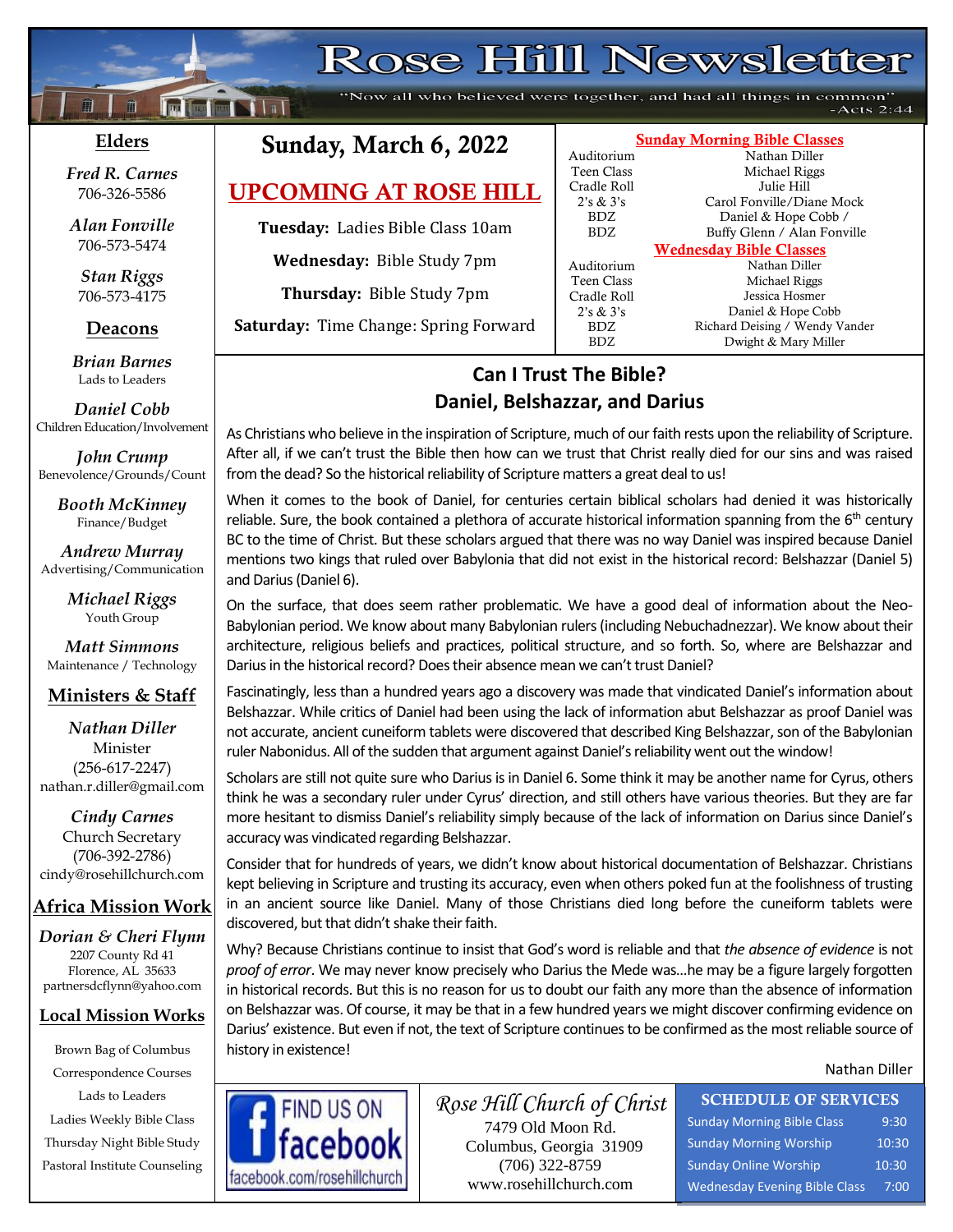# Rose Hill Newsletter

"Now all who believed were together, and had all things in common" -Acts 2:44

## Elders

*Fred R. Carnes*
706-326-5586

*Alan Fonville*
706-573-5474

*Stan Riggs*
706-573-4175

## Deacons

*Brian Barnes*
Lads to Leaders

*Daniel Cobb*
Children Education/Involvement

*John Crump*
Benevolence/Grounds/Count

*Booth McKinney*
Finance/Budget

*Andrew Murray*
Advertising/Communication

*Michael Riggs*
Youth Group

*Matt Simmons*
Maintenance / Technology

## Ministers & Staff

*Nathan Diller*
Minister
(256-617-2247)
nathan.r.diller@gmail.com

*Cindy Carnes*
Church Secretary
(706-392-2786)
cindy@rosehillchurch.com

## Africa Mission Work

*Dorian & Cheri Flynn*
2207 County Rd 41
Florence, AL 35633
partnersdcflynn@yahoo.com

## Local Mission Works

Brown Bag of Columbus
Correspondence Courses
Lads to Leaders
Ladies Weekly Bible Class
Thursday Night Bible Study
Pastoral Institute Counseling

## Sunday, March 6, 2022

## UPCOMING AT ROSE HILL

**Tuesday:** Ladies Bible Class 10am

**Wednesday:** Bible Study 7pm

**Thursday:** Bible Study 7pm

**Saturday:** Time Change: Spring Forward

### Sunday Morning Bible Classes

| | |
|---|---|
| Auditorium | Nathan Diller |
| Teen Class | Michael Riggs |
| Cradle Roll | Julie Hill |
| 2's & 3's | Carol Fonville/Diane Mock |
| BDZ | Daniel & Hope Cobb / |
| BDZ | Buffy Glenn / Alan Fonville |

### Wednesday Bible Classes

| | |
|---|---|
| Auditorium | Nathan Diller |
| Teen Class | Michael Riggs |
| Cradle Roll | Jessica Hosmer |
| 2's & 3's | Daniel & Hope Cobb |
| BDZ | Richard Deising / Wendy Vander |
| BDZ | Dwight & Mary Miller |

## Can I Trust The Bible? Daniel, Belshazzar, and Darius

As Christians who believe in the inspiration of Scripture, much of our faith rests upon the reliability of Scripture. After all, if we can't trust the Bible then how can we trust that Christ really died for our sins and was raised from the dead? So the historical reliability of Scripture matters a great deal to us!

When it comes to the book of Daniel, for centuries certain biblical scholars had denied it was historically reliable. Sure, the book contained a plethora of accurate historical information spanning from the 6th century BC to the time of Christ. But these scholars argued that there was no way Daniel was inspired because Daniel mentions two kings that ruled over Babylonia that did not exist in the historical record: Belshazzar (Daniel 5) and Darius (Daniel 6).

On the surface, that does seem rather problematic. We have a good deal of information about the Neo-Babylonian period. We know about many Babylonian rulers (including Nebuchadnezzar). We know about their architecture, religious beliefs and practices, political structure, and so forth. So, where are Belshazzar and Darius in the historical record? Does their absence mean we can't trust Daniel?

Fascinatingly, less than a hundred years ago a discovery was made that vindicated Daniel's information about Belshazzar. While critics of Daniel had been using the lack of information abut Belshazzar as proof Daniel was not accurate, ancient cuneiform tablets were discovered that described King Belshazzar, son of the Babylonian ruler Nabonidus. All of the sudden that argument against Daniel's reliability went out the window!

Scholars are still not quite sure who Darius is in Daniel 6. Some think it may be another name for Cyrus, others think he was a secondary ruler under Cyrus' direction, and still others have various theories. But they are far more hesitant to dismiss Daniel's reliability simply because of the lack of information on Darius since Daniel's accuracy was vindicated regarding Belshazzar.

Consider that for hundreds of years, we didn't know about historical documentation of Belshazzar. Christians kept believing in Scripture and trusting its accuracy, even when others poked fun at the foolishness of trusting in an ancient source like Daniel. Many of those Christians died long before the cuneiform tablets were discovered, but that didn't shake their faith.

Why? Because Christians continue to insist that God's word is reliable and that *the absence of evidence* is not *proof of error*. We may never know precisely who Darius the Mede was…he may be a figure largely forgotten in historical records. But this is no reason for us to doubt our faith any more than the absence of information on Belshazzar was. Of course, it may be that in a few hundred years we might discover confirming evidence on Darius' existence. But even if not, the text of Scripture continues to be confirmed as the most reliable source of history in existence!

Nathan Diller

FIND US ON facebook
facebook.com/rosehillchurch

*Rose Hill Church of Christ*
7479 Old Moon Rd.
Columbus, Georgia 31909
(706) 322-8759
www.rosehillchurch.com

### SCHEDULE OF SERVICES

| | |
|---|---|
| Sunday Morning Bible Class | 9:30 |
| Sunday Morning Worship | 10:30 |
| Sunday Online Worship | 10:30 |
| Wednesday Evening Bible Class | 7:00 |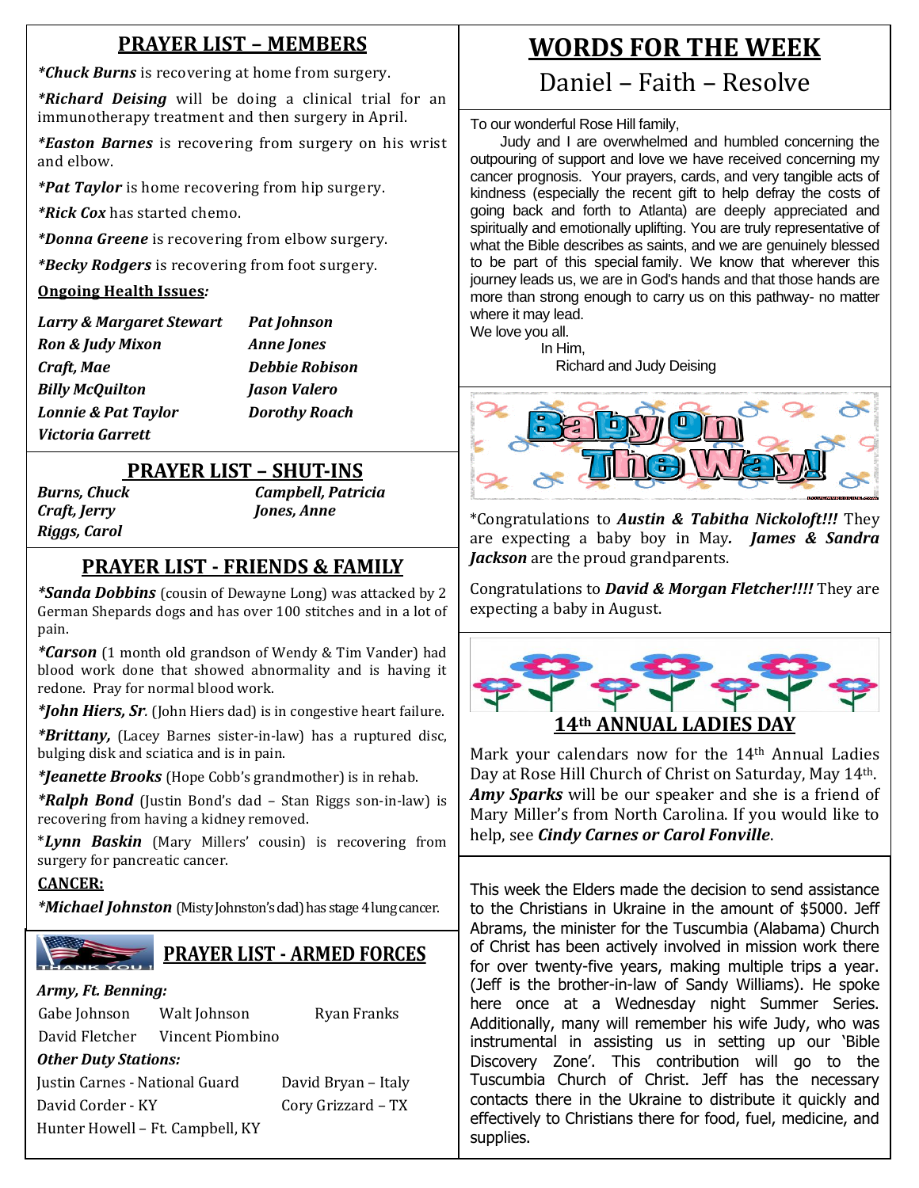## PRAYER LIST – MEMBERS

***Chuck Burns*** is recovering at home from surgery.

***Richard Deising*** will be doing a clinical trial for an immunotherapy treatment and then surgery in April.

***Easton Barnes*** is recovering from surgery on his wrist and elbow.

***Pat Taylor*** is home recovering from hip surgery.

***Rick Cox*** has started chemo.

***Donna Greene*** is recovering from elbow surgery.

***Becky Rodgers*** is recovering from foot surgery.

**Ongoing Health Issues***:*

| | |
|---|---|
| ***Larry & Margaret Stewart*** | ***Pat Johnson*** |
| ***Ron & Judy Mixon*** | ***Anne Jones*** |
| ***Craft, Mae*** | ***Debbie Robison*** |
| ***Billy McQuilton*** | ***Jason Valero*** |
| ***Lonnie & Pat Taylor*** | ***Dorothy Roach*** |
| ***Victoria Garrett*** | |

## PRAYER LIST – SHUT-INS

| | |
|---|---|
| ***Burns, Chuck*** | ***Campbell, Patricia*** |
| ***Craft, Jerry*** | ***Jones, Anne*** |
| ***Riggs, Carol*** | |

## PRAYER LIST - FRIENDS & FAMILY

***Sanda Dobbins*** (cousin of Dewayne Long) was attacked by 2 German Shepards dogs and has over 100 stitches and in a lot of pain.

***Carson*** (1 month old grandson of Wendy & Tim Vander) had blood work done that showed abnormality and is having it redone. Pray for normal blood work.

***John Hiers, Sr.*** (John Hiers dad) is in congestive heart failure.

***Brittany,*** (Lacey Barnes sister-in-law) has a ruptured disc, bulging disk and sciatica and is in pain.

***Jeanette Brooks*** (Hope Cobb's grandmother) is in rehab.

***Ralph Bond*** (Justin Bond's dad – Stan Riggs son-in-law) is recovering from having a kidney removed.

****Lynn Baskin*** (Mary Millers' cousin) is recovering from surgery for pancreatic cancer.

**CANCER:**

***Michael Johnston*** (Misty Johnston's dad) has stage 4 lung cancer.

## PRAYER LIST - ARMED FORCES

***Army, Ft. Benning:***

| | | |
|---|---|---|
| Gabe Johnson | Walt Johnson | Ryan Franks |
| David Fletcher | Vincent Piombino | |

***Other Duty Stations:***

| | |
|---|---|
| Justin Carnes - National Guard | David Bryan – Italy |
| David Corder - KY | Cory Grizzard – TX |
| Hunter Howell – Ft. Campbell, KY | |

# WORDS FOR THE WEEK

## Daniel – Faith – Resolve

To our wonderful Rose Hill family,

Judy and I are overwhelmed and humbled concerning the outpouring of support and love we have received concerning my cancer prognosis. Your prayers, cards, and very tangible acts of kindness (especially the recent gift to help defray the costs of going back and forth to Atlanta) are deeply appreciated and spiritually and emotionally uplifting. You are truly representative of what the Bible describes as saints, and we are genuinely blessed to be part of this special family. We know that wherever this journey leads us, we are in God's hands and that those hands are more than strong enough to carry us on this pathway- no matter where it may lead.

We love you all.

In Him,

Richard and Judy Deising

## Baby On The Way!

*Congratulations to ***Austin & Tabitha Nickoloft!!!*** They are expecting a baby boy in May. ***James & Sandra Jackson*** are the proud grandparents.

Congratulations to ***David & Morgan Fletcher!!!!*** They are expecting a baby in August.

## 14th ANNUAL LADIES DAY

Mark your calendars now for the 14th Annual Ladies Day at Rose Hill Church of Christ on Saturday, May 14th. ***Amy Sparks*** will be our speaker and she is a friend of Mary Miller's from North Carolina. If you would like to help, see ***Cindy Carnes or Carol Fonville***.

This week the Elders made the decision to send assistance to the Christians in Ukraine in the amount of $5000. Jeff Abrams, the minister for the Tuscumbia (Alabama) Church of Christ has been actively involved in mission work there for over twenty-five years, making multiple trips a year. (Jeff is the brother-in-law of Sandy Williams). He spoke here once at a Wednesday night Summer Series. Additionally, many will remember his wife Judy, who was instrumental in assisting us in setting up our 'Bible Discovery Zone'. This contribution will go to the Tuscumbia Church of Christ. Jeff has the necessary contacts there in the Ukraine to distribute it quickly and effectively to Christians there for food, fuel, medicine, and supplies.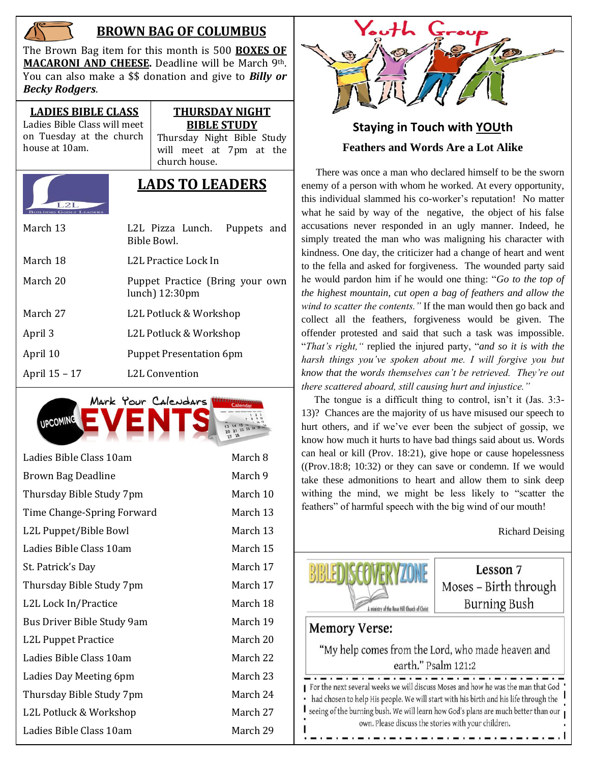## BROWN BAG OF COLUMBUS

The Brown Bag item for this month is 500 **BOXES OF MACARONI AND CHEESE.** Deadline will be March 9th. You can also make a $$ donation and give to ***Billy or Becky Rodgers***.

### LADIES BIBLE CLASS

Ladies Bible Class will meet on Tuesday at the church house at 10am.

### THURSDAY NIGHT BIBLE STUDY

Thursday Night Bible Study will meet at 7pm at the church house.

## LADS TO LEADERS

L2L Building Godly Leaders

| | |
|---|---|
| March 13 | L2L Pizza Lunch. Puppets and Bible Bowl. |
| March 18 | L2L Practice Lock In |
| March 20 | Puppet Practice (Bring your own lunch) 12:30pm |
| March 27 | L2L Potluck & Workshop |
| April 3 | L2L Potluck & Workshop |
| April 10 | Puppet Presentation 6pm |
| April 15 – 17 | L2L Convention |

## Mark Your Calendars — UPCOMING EVENTS

| | |
|---|---|
| Ladies Bible Class 10am | March 8 |
| Brown Bag Deadline | March 9 |
| Thursday Bible Study 7pm | March 10 |
| Time Change-Spring Forward | March 13 |
| L2L Puppet/Bible Bowl | March 13 |
| Ladies Bible Class 10am | March 15 |
| St. Patrick's Day | March 17 |
| Thursday Bible Study 7pm | March 17 |
| L2L Lock In/Practice | March 18 |
| Bus Driver Bible Study 9am | March 19 |
| L2L Puppet Practice | March 20 |
| Ladies Bible Class 10am | March 22 |
| Ladies Day Meeting 6pm | March 23 |
| Thursday Bible Study 7pm | March 24 |
| L2L Potluck & Workshop | March 27 |
| Ladies Bible Class 10am | March 29 |

## Youth Group

### Staying in Touch with YOUth

**Feathers and Words Are a Lot Alike**

There was once a man who declared himself to be the sworn enemy of a person with whom he worked. At every opportunity, this individual slammed his co-worker's reputation! No matter what he said by way of the negative, the object of his false accusations never responded in an ugly manner. Indeed, he simply treated the man who was maligning his character with kindness. One day, the criticizer had a change of heart and went to the fella and asked for forgiveness. The wounded party said he would pardon him if he would one thing: "*Go to the top of the highest mountain, cut open a bag of feathers and allow the wind to scatter the contents."* If the man would then go back and collect all the feathers, forgiveness would be given. The offender protested and said that such a task was impossible. "*That's right,"* replied the injured party, "*and so it is with the harsh things you've spoken about me. I will forgive you but know that the words themselves can't be retrieved. They're out there scattered aboard, still causing hurt and injustice."*

The tongue is a difficult thing to control, isn't it (Jas. 3:3-13)? Chances are the majority of us have misused our speech to hurt others, and if we've ever been the subject of gossip, we know how much it hurts to have bad things said about us. Words can heal or kill (Prov. 18:21), give hope or cause hopelessness ((Prov.18:8; 10:32) or they can save or condemn. If we would take these admonitions to heart and allow them to sink deep withing the mind, we might be less likely to "scatter the feathers" of harmful speech with the big wind of our mouth!

Richard Deising

## BIBLE DISCOVERY ZONE

A ministry of the Rose Hill Church of Christ

**Lesson 7**
Moses – Birth through Burning Bush

**Memory Verse:**

"My help comes from the Lord, who made heaven and earth." Psalm 121:2

For the next several weeks we will discuss Moses and how he was the man that God had chosen to help His people. We will start with his birth and his life through the seeing of the burning bush. We will learn how God's plans are much better than our own. Please discuss the stories with your children.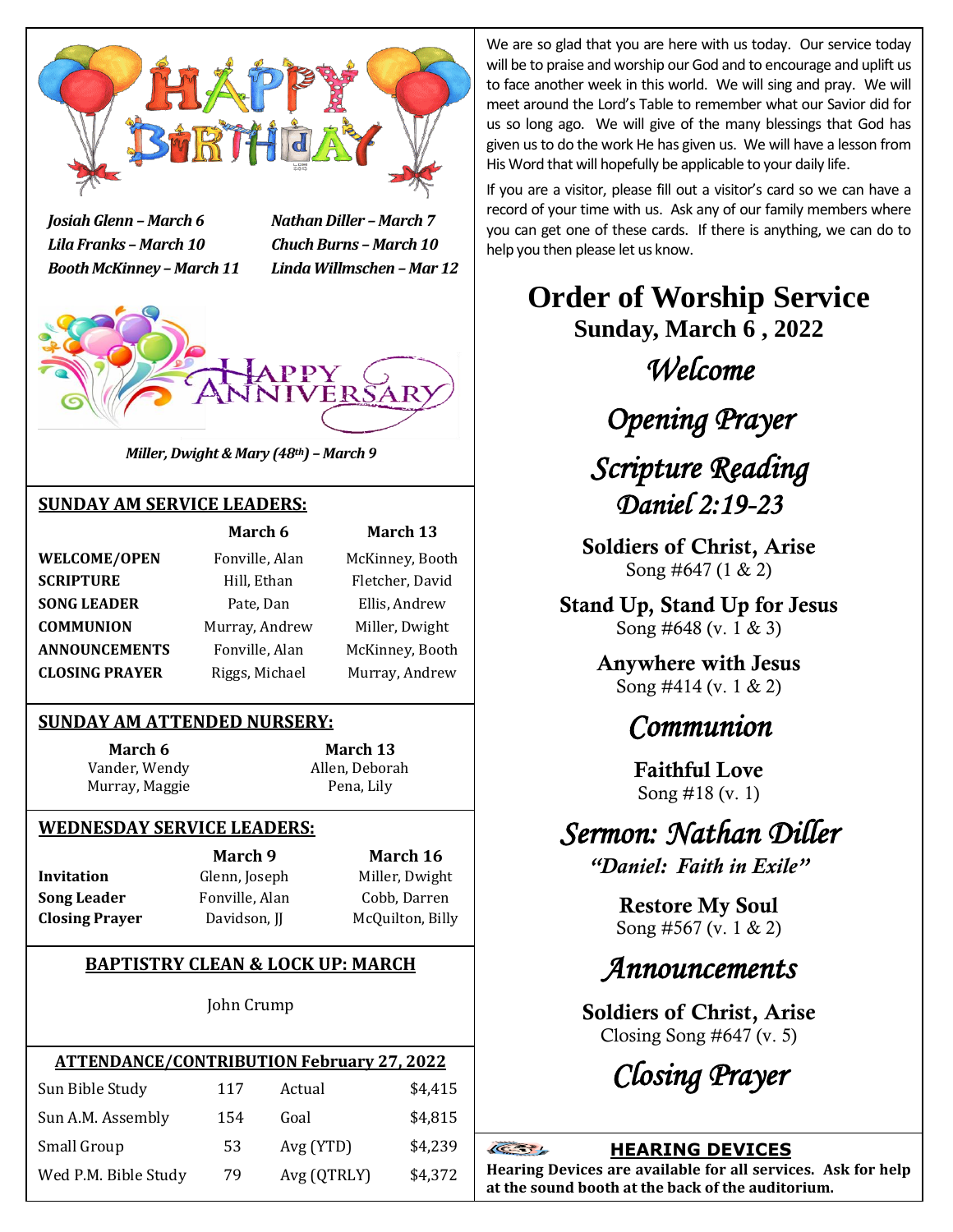# HAPPY BIRTHDAY

*Josiah Glenn – March 6*
*Nathan Diller – March 7*
*Lila Franks – March 10*
*Chuch Burns – March 10*
*Booth McKinney – March 11*
*Linda Willmschen – Mar 12*

# HAPPY ANNIVERSARY

*Miller, Dwight & Mary (48th) – March 9*

## SUNDAY AM SERVICE LEADERS:

| | March 6 | March 13 |
|---|---|---|
| **WELCOME/OPEN** | Fonville, Alan | McKinney, Booth |
| **SCRIPTURE** | Hill, Ethan | Fletcher, David |
| **SONG LEADER** | Pate, Dan | Ellis, Andrew |
| **COMMUNION** | Murray, Andrew | Miller, Dwight |
| **ANNOUNCEMENTS** | Fonville, Alan | McKinney, Booth |
| **CLOSING PRAYER** | Riggs, Michael | Murray, Andrew |

## SUNDAY AM ATTENDED NURSERY:

| March 6 | March 13 |
|---|---|
| Vander, Wendy | Allen, Deborah |
| Murray, Maggie | Pena, Lily |

## WEDNESDAY SERVICE LEADERS:

| | March 9 | March 16 |
|---|---|---|
| **Invitation** | Glenn, Joseph | Miller, Dwight |
| **Song Leader** | Fonville, Alan | Cobb, Darren |
| **Closing Prayer** | Davidson, JJ | McQuilton, Billy |

## BAPTISTRY CLEAN & LOCK UP: MARCH

John Crump

## ATTENDANCE/CONTRIBUTION February 27, 2022

| | | | |
|---|---|---|---|
| Sun Bible Study | 117 | Actual | $4,415 |
| Sun A.M. Assembly | 154 | Goal | $4,815 |
| Small Group | 53 | Avg (YTD) | $4,239 |
| Wed P.M. Bible Study | 79 | Avg (QTRLY) | $4,372 |

We are so glad that you are here with us today. Our service today will be to praise and worship our God and to encourage and uplift us to face another week in this world. We will sing and pray. We will meet around the Lord's Table to remember what our Savior did for us so long ago. We will give of the many blessings that God has given us to do the work He has given us. We will have a lesson from His Word that will hopefully be applicable to your daily life.

If you are a visitor, please fill out a visitor's card so we can have a record of your time with us. Ask any of our family members where you can get one of these cards. If there is anything, we can do to help you then please let us know.

# Order of Worship Service

**Sunday, March 6 , 2022**

*Welcome*

*Opening Prayer*

*Scripture Reading*
*Daniel 2:19-23*

**Soldiers of Christ, Arise**
Song #647 (1 & 2)

**Stand Up, Stand Up for Jesus**
Song #648 (v. 1 & 3)

**Anywhere with Jesus**
Song #414 (v. 1 & 2)

*Communion*

**Faithful Love**
Song #18 (v. 1)

*Sermon: Nathan Diller*
*"Daniel: Faith in Exile"*

**Restore My Soul**
Song #567 (v. 1 & 2)

*Announcements*

**Soldiers of Christ, Arise**
Closing Song #647 (v. 5)

*Closing Prayer*

## HEARING DEVICES

**Hearing Devices are available for all services. Ask for help at the sound booth at the back of the auditorium.**